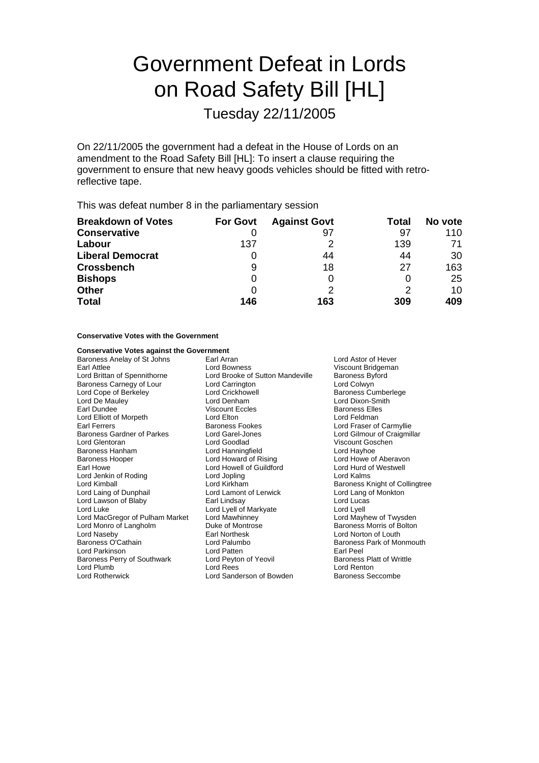# Government Defeat in Lords on Road Safety Bill [HL]

## Tuesday 22/11/2005

On 22/11/2005 the government had a defeat in the House of Lords on an amendment to the Road Safety Bill [HL]: To insert a clause requiring the government to ensure that new heavy goods vehicles should be fitted with retro-reflective tape.

This was defeat number 8 in the parliamentary session

| **Breakdown of Votes** | **For Govt** | **Against Govt** | **Total** | **No vote** |
|---|---|---|---|---|
| **Conservative** | 0 | 97 | 97 | 110 |
| **Labour** | 137 | 2 | 139 | 71 |
| **Liberal Democrat** | 0 | 44 | 44 | 30 |
| **Crossbench** | 9 | 18 | 27 | 163 |
| **Bishops** | 0 | 0 | 0 | 25 |
| **Other** | 0 | 2 | 2 | 10 |
| **Total** | **146** | **163** | **309** | **409** |

**Conservative Votes with the Government**

**Conservative Votes against the Government**

Baroness Anelay of St Johns
Earl Arran
Lord Astor of Hever
Earl Attlee
Lord Bowness
Viscount Bridgeman
Lord Brittan of Spennithorne
Lord Brooke of Sutton Mandeville
Baroness Byford
Baroness Carnegy of Lour
Lord Carrington
Lord Colwyn
Lord Cope of Berkeley
Lord Crickhowell
Baroness Cumberlege
Lord De Mauley
Lord Denham
Lord Dixon-Smith
Earl Dundee
Viscount Eccles
Baroness Elles
Lord Elliott of Morpeth
Lord Elton
Lord Feldman
Earl Ferrers
Baroness Fookes
Lord Fraser of Carmyllie
Baroness Gardner of Parkes
Lord Garel-Jones
Lord Gilmour of Craigmillar
Lord Glentoran
Lord Goodlad
Viscount Goschen
Baroness Hanham
Lord Hanningfield
Lord Hayhoe
Baroness Hooper
Lord Howard of Rising
Lord Howe of Aberavon
Earl Howe
Lord Howell of Guildford
Lord Hurd of Westwell
Lord Jenkin of Roding
Lord Jopling
Lord Kalms
Lord Kimball
Lord Kirkham
Baroness Knight of Collingtree
Lord Laing of Dunphail
Lord Lamont of Lerwick
Lord Lang of Monkton
Lord Lawson of Blaby
Earl Lindsay
Lord Lucas
Lord Luke
Lord Lyell of Markyate
Lord Lyell
Lord MacGregor of Pulham Market
Lord Mawhinney
Lord Mayhew of Twysden
Lord Monro of Langholm
Duke of Montrose
Baroness Morris of Bolton
Lord Naseby
Earl Northesk
Lord Norton of Louth
Baroness O'Cathain
Lord Palumbo
Baroness Park of Monmouth
Lord Parkinson
Lord Patten
Earl Peel
Baroness Perry of Southwark
Lord Peyton of Yeovil
Baroness Platt of Writtle
Lord Plumb
Lord Rees
Lord Renton
Lord Rotherwick
Lord Sanderson of Bowden
Baroness Seccombe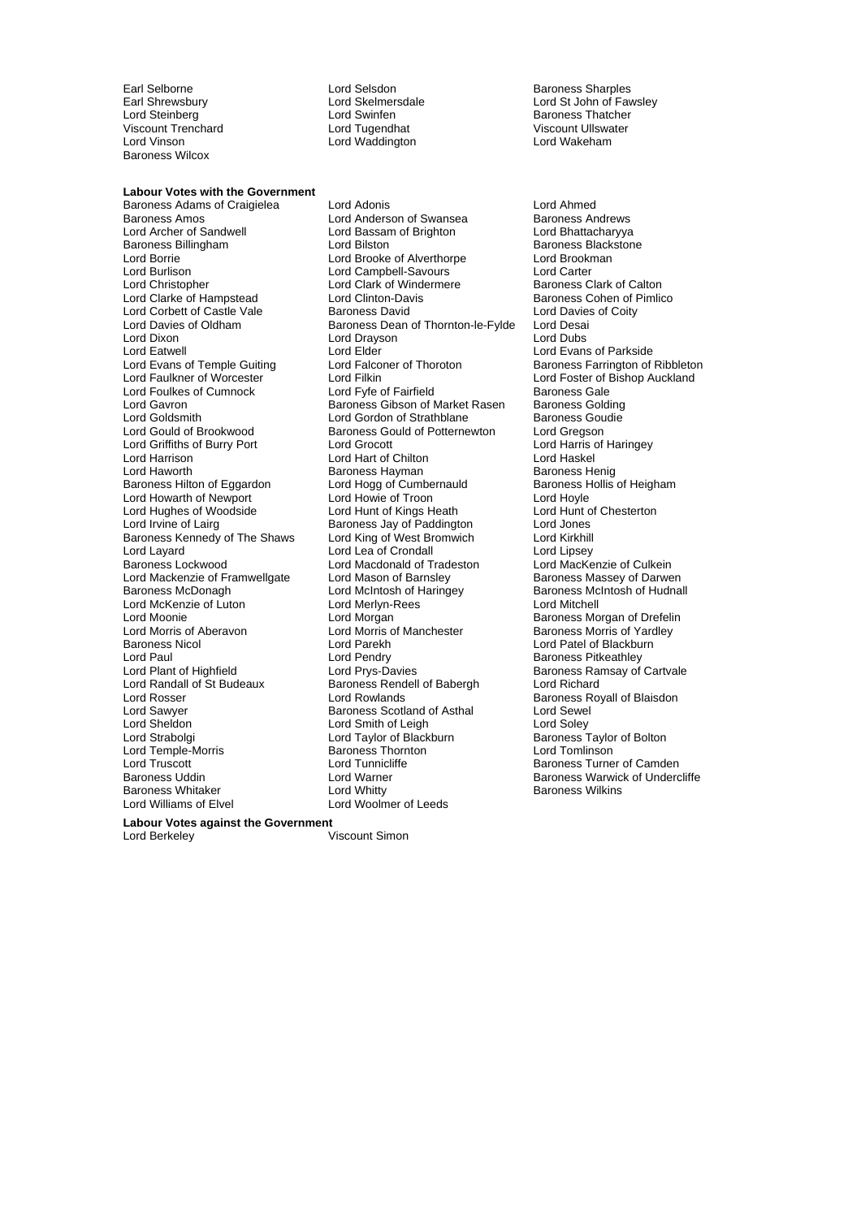Earl Selborne
Lord Selsdon
Baroness Sharples
Earl Shrewsbury
Lord Skelmersdale
Lord St John of Fawsley
Lord Steinberg
Lord Swinfen
Baroness Thatcher
Viscount Trenchard
Lord Tugendhat
Viscount Ullswater
Lord Vinson
Lord Waddington
Lord Wakeham
Baroness Wilcox

**Labour Votes with the Government**

Baroness Adams of Craigielea
Lord Adonis
Lord Ahmed
Baroness Amos
Lord Anderson of Swansea
Baroness Andrews
Lord Archer of Sandwell
Lord Bassam of Brighton
Lord Bhattacharyya
Baroness Billingham
Lord Bilston
Baroness Blackstone
Lord Borrie
Lord Brooke of Alverthorpe
Lord Brookman
Lord Burlison
Lord Campbell-Savours
Lord Carter
Lord Christopher
Lord Clark of Windermere
Baroness Clark of Calton
Lord Clarke of Hampstead
Lord Clinton-Davis
Baroness Cohen of Pimlico
Lord Corbett of Castle Vale
Baroness David
Lord Davies of Coity
Lord Davies of Oldham
Baroness Dean of Thornton-le-Fylde
Lord Desai
Lord Dixon
Lord Drayson
Lord Dubs
Lord Eatwell
Lord Elder
Lord Evans of Parkside
Lord Evans of Temple Guiting
Lord Falconer of Thoroton
Baroness Farrington of Ribbleton
Lord Faulkner of Worcester
Lord Filkin
Lord Foster of Bishop Auckland
Lord Foulkes of Cumnock
Lord Fyfe of Fairfield
Baroness Gale
Lord Gavron
Baroness Gibson of Market Rasen
Baroness Golding
Lord Goldsmith
Lord Gordon of Strathblane
Baroness Goudie
Lord Gould of Brookwood
Baroness Gould of Potternewton
Lord Gregson
Lord Griffiths of Burry Port
Lord Grocott
Lord Harris of Haringey
Lord Harrison
Lord Hart of Chilton
Lord Haskel
Lord Haworth
Baroness Hayman
Baroness Henig
Baroness Hilton of Eggardon
Lord Hogg of Cumbernauld
Baroness Hollis of Heigham
Lord Howarth of Newport
Lord Howie of Troon
Lord Hoyle
Lord Hughes of Woodside
Lord Hunt of Kings Heath
Lord Hunt of Chesterton
Lord Irvine of Lairg
Baroness Jay of Paddington
Lord Jones
Baroness Kennedy of The Shaws
Lord King of West Bromwich
Lord Kirkhill
Lord Layard
Lord Lea of Crondall
Lord Lipsey
Baroness Lockwood
Lord Macdonald of Tradeston
Lord MacKenzie of Culkein
Lord Mackenzie of Framwellgate
Lord Mason of Barnsley
Baroness Massey of Darwen
Baroness McDonagh
Lord McIntosh of Haringey
Baroness McIntosh of Hudnall
Lord McKenzie of Luton
Lord Merlyn-Rees
Lord Mitchell
Lord Moonie
Lord Morgan
Baroness Morgan of Drefelin
Lord Morris of Aberavon
Lord Morris of Manchester
Baroness Morris of Yardley
Baroness Nicol
Lord Parekh
Lord Patel of Blackburn
Lord Paul
Lord Pendry
Baroness Pitkeathley
Lord Plant of Highfield
Lord Prys-Davies
Baroness Ramsay of Cartvale
Lord Randall of St Budeaux
Baroness Rendell of Babergh
Lord Richard
Lord Rosser
Lord Rowlands
Baroness Royall of Blaisdon
Lord Sawyer
Baroness Scotland of Asthal
Lord Sewel
Lord Sheldon
Lord Smith of Leigh
Lord Soley
Lord Strabolgi
Lord Taylor of Blackburn
Baroness Taylor of Bolton
Lord Temple-Morris
Baroness Thornton
Lord Tomlinson
Lord Truscott
Lord Tunnicliffe
Baroness Turner of Camden
Baroness Uddin
Lord Warner
Baroness Warwick of Undercliffe
Baroness Whitaker
Lord Whitty
Baroness Wilkins
Lord Williams of Elvel
Lord Woolmer of Leeds

**Labour Votes against the Government**

Lord Berkeley
Viscount Simon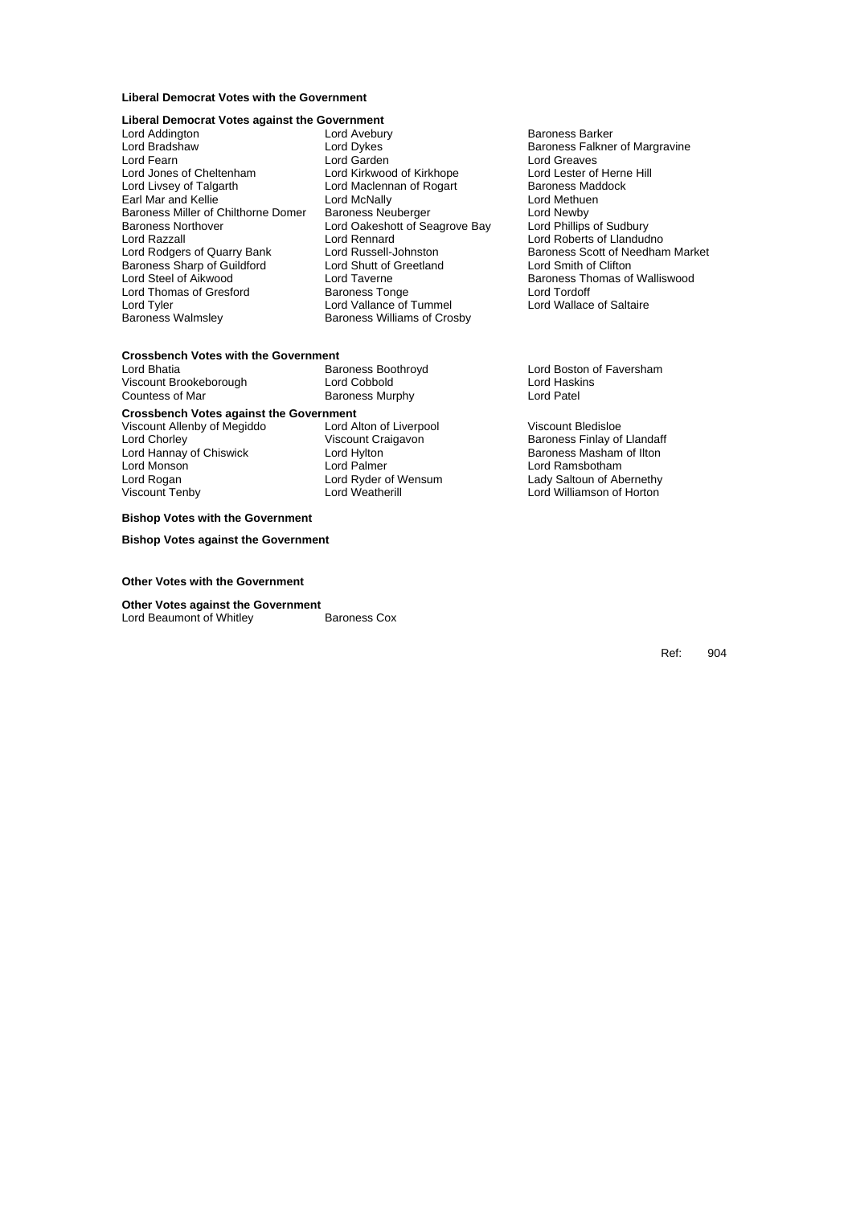**Liberal Democrat Votes with the Government**

**Liberal Democrat Votes against the Government**

| | | |
|---|---|---|
| Lord Addington | Lord Avebury | Baroness Barker |
| Lord Bradshaw | Lord Dykes | Baroness Falkner of Margravine |
| Lord Fearn | Lord Garden | Lord Greaves |
| Lord Jones of Cheltenham | Lord Kirkwood of Kirkhope | Lord Lester of Herne Hill |
| Lord Livsey of Talgarth | Lord Maclennan of Rogart | Baroness Maddock |
| Earl Mar and Kellie | Lord McNally | Lord Methuen |
| Baroness Miller of Chilthorne Domer | Baroness Neuberger | Lord Newby |
| Baroness Northover | Lord Oakeshott of Seagrove Bay | Lord Phillips of Sudbury |
| Lord Razzall | Lord Rennard | Lord Roberts of Llandudno |
| Lord Rodgers of Quarry Bank | Lord Russell-Johnston | Baroness Scott of Needham Market |
| Baroness Sharp of Guildford | Lord Shutt of Greetland | Lord Smith of Clifton |
| Lord Steel of Aikwood | Lord Taverne | Baroness Thomas of Walliswood |
| Lord Thomas of Gresford | Baroness Tonge | Lord Tordoff |
| Lord Tyler | Lord Vallance of Tummel | Lord Wallace of Saltaire |
| Baroness Walmsley | Baroness Williams of Crosby | |

**Crossbench Votes with the Government**

| | | |
|---|---|---|
| Lord Bhatia | Baroness Boothroyd | Lord Boston of Faversham |
| Viscount Brookeborough | Lord Cobbold | Lord Haskins |
| Countess of Mar | Baroness Murphy | Lord Patel |

**Crossbench Votes against the Government**

| | | |
|---|---|---|
| Viscount Allenby of Megiddo | Lord Alton of Liverpool | Viscount Bledisloe |
| Lord Chorley | Viscount Craigavon | Baroness Finlay of Llandaff |
| Lord Hannay of Chiswick | Lord Hylton | Baroness Masham of Ilton |
| Lord Monson | Lord Palmer | Lord Ramsbotham |
| Lord Rogan | Lord Ryder of Wensum | Lady Saltoun of Abernethy |
| Viscount Tenby | Lord Weatherill | Lord Williamson of Horton |

**Bishop Votes with the Government**

**Bishop Votes against the Government**

**Other Votes with the Government**

**Other Votes against the Government**

| | |
|---|---|
| Lord Beaumont of Whitley | Baroness Cox |

Ref: 904